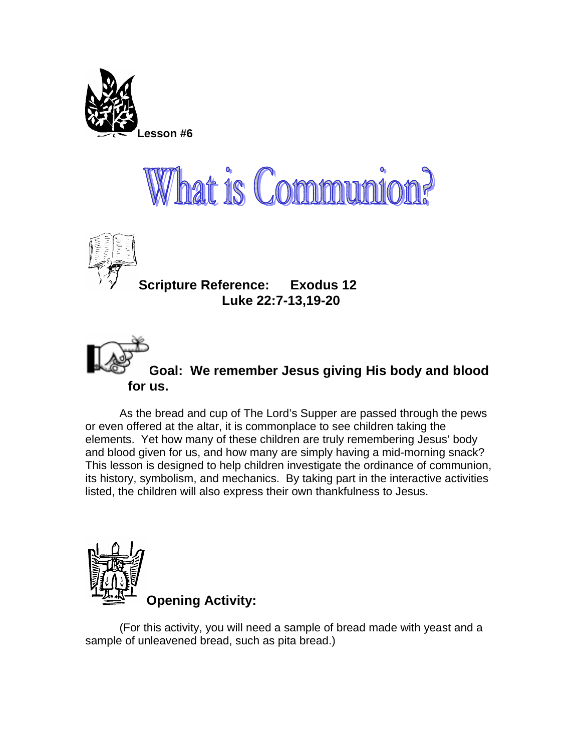**Lesson #6**

# What is Communion?

**Scripture Reference: Exodus 12**
**Luke 22:7-13,19-20**

**Goal: We remember Jesus giving His body and blood for us.**

As the bread and cup of The Lord's Supper are passed through the pews or even offered at the altar, it is commonplace to see children taking the elements. Yet how many of these children are truly remembering Jesus' body and blood given for us, and how many are simply having a mid-morning snack? This lesson is designed to help children investigate the ordinance of communion, its history, symbolism, and mechanics. By taking part in the interactive activities listed, the children will also express their own thankfulness to Jesus.

**Opening Activity:**

(For this activity, you will need a sample of bread made with yeast and a sample of unleavened bread, such as pita bread.)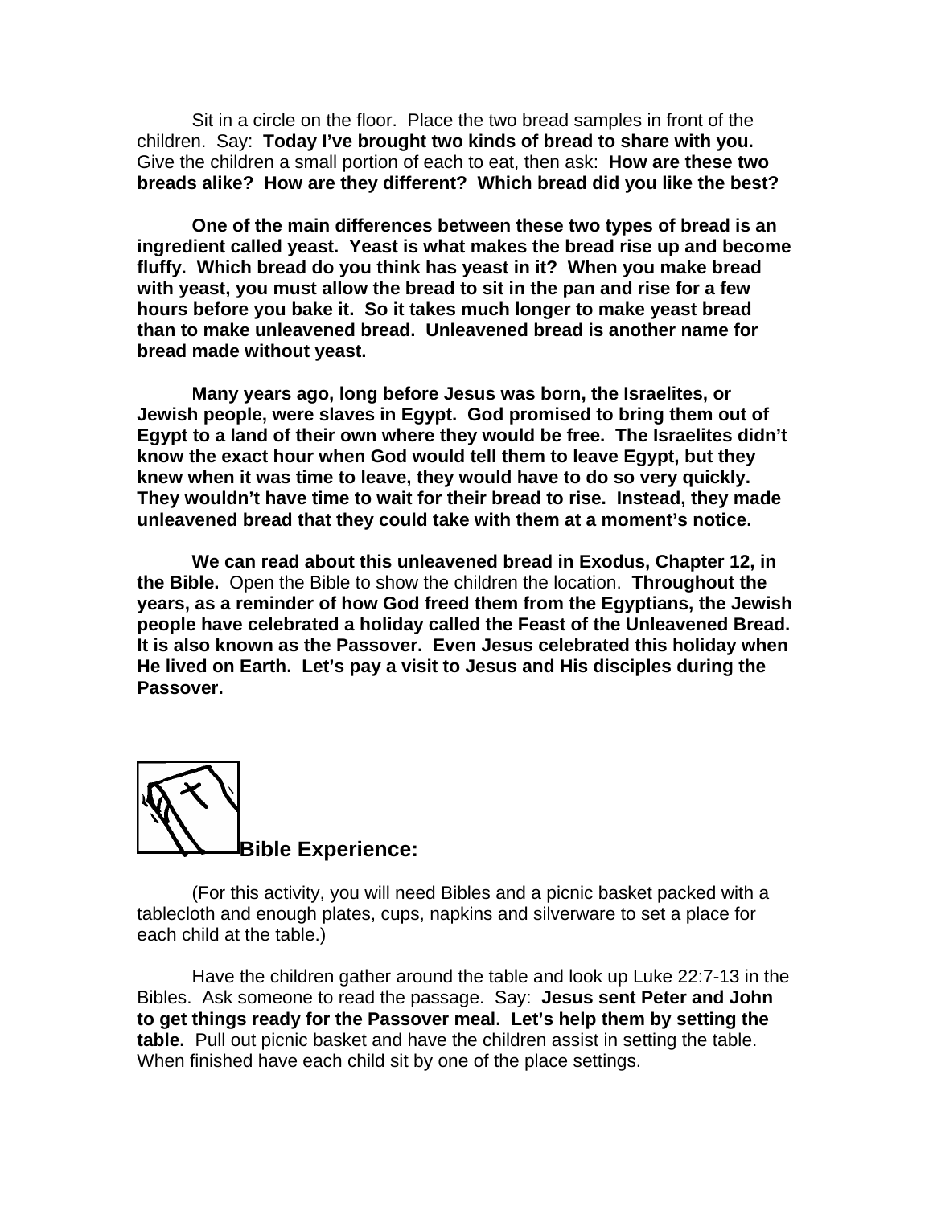Sit in a circle on the floor. Place the two bread samples in front of the children. Say: **Today I've brought two kinds of bread to share with you.** Give the children a small portion of each to eat, then ask: **How are these two breads alike? How are they different? Which bread did you like the best?**

**One of the main differences between these two types of bread is an ingredient called yeast. Yeast is what makes the bread rise up and become fluffy. Which bread do you think has yeast in it? When you make bread with yeast, you must allow the bread to sit in the pan and rise for a few hours before you bake it. So it takes much longer to make yeast bread than to make unleavened bread. Unleavened bread is another name for bread made without yeast.**

**Many years ago, long before Jesus was born, the Israelites, or Jewish people, were slaves in Egypt. God promised to bring them out of Egypt to a land of their own where they would be free. The Israelites didn't know the exact hour when God would tell them to leave Egypt, but they knew when it was time to leave, they would have to do so very quickly. They wouldn't have time to wait for their bread to rise. Instead, they made unleavened bread that they could take with them at a moment's notice.**

**We can read about this unleavened bread in Exodus, Chapter 12, in the Bible.** Open the Bible to show the children the location. **Throughout the years, as a reminder of how God freed them from the Egyptians, the Jewish people have celebrated a holiday called the Feast of the Unleavened Bread. It is also known as the Passover. Even Jesus celebrated this holiday when He lived on Earth. Let's pay a visit to Jesus and His disciples during the Passover.**

## Bible Experience:

(For this activity, you will need Bibles and a picnic basket packed with a tablecloth and enough plates, cups, napkins and silverware to set a place for each child at the table.)

Have the children gather around the table and look up Luke 22:7-13 in the Bibles. Ask someone to read the passage. Say: **Jesus sent Peter and John to get things ready for the Passover meal. Let's help them by setting the table.** Pull out picnic basket and have the children assist in setting the table. When finished have each child sit by one of the place settings.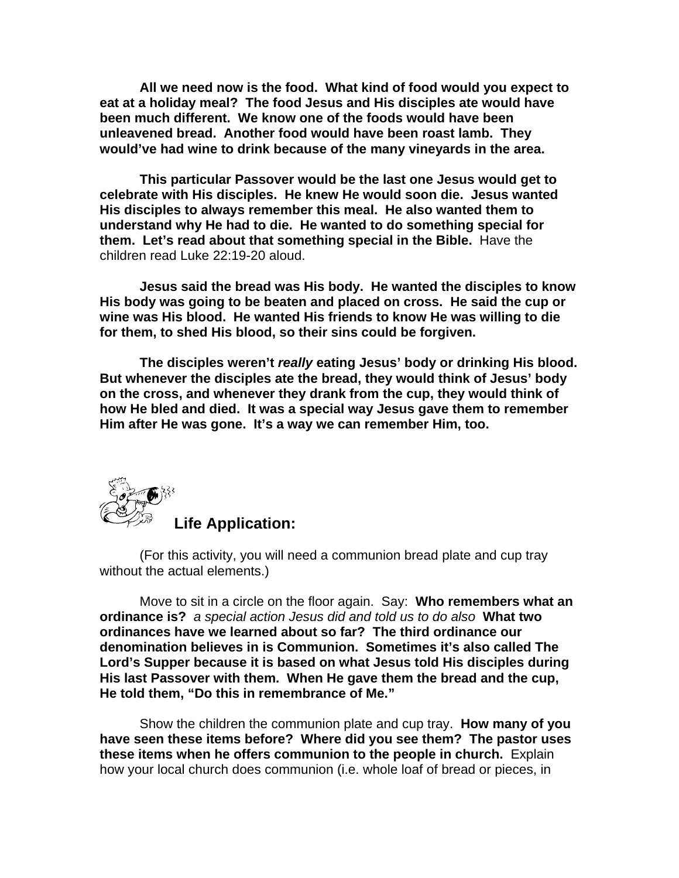**All we need now is the food. What kind of food would you expect to eat at a holiday meal? The food Jesus and His disciples ate would have been much different. We know one of the foods would have been unleavened bread. Another food would have been roast lamb. They would've had wine to drink because of the many vineyards in the area.**

**This particular Passover would be the last one Jesus would get to celebrate with His disciples. He knew He would soon die. Jesus wanted His disciples to always remember this meal. He also wanted them to understand why He had to die. He wanted to do something special for them. Let's read about that something special in the Bible.** Have the children read Luke 22:19-20 aloud.

**Jesus said the bread was His body. He wanted the disciples to know His body was going to be beaten and placed on cross. He said the cup or wine was His blood. He wanted His friends to know He was willing to die for them, to shed His blood, so their sins could be forgiven.**

**The disciples weren't *really* eating Jesus' body or drinking His blood. But whenever the disciples ate the bread, they would think of Jesus' body on the cross, and whenever they drank from the cup, they would think of how He bled and died. It was a special way Jesus gave them to remember Him after He was gone. It's a way we can remember Him, too.**

## Life Application:

(For this activity, you will need a communion bread plate and cup tray without the actual elements.)

Move to sit in a circle on the floor again. Say: **Who remembers what an ordinance is?** *a special action Jesus did and told us to do also* **What two ordinances have we learned about so far? The third ordinance our denomination believes in is Communion. Sometimes it's also called The Lord's Supper because it is based on what Jesus told His disciples during His last Passover with them. When He gave them the bread and the cup, He told them, "Do this in remembrance of Me."**

Show the children the communion plate and cup tray. **How many of you have seen these items before? Where did you see them? The pastor uses these items when he offers communion to the people in church.** Explain how your local church does communion (i.e. whole loaf of bread or pieces, in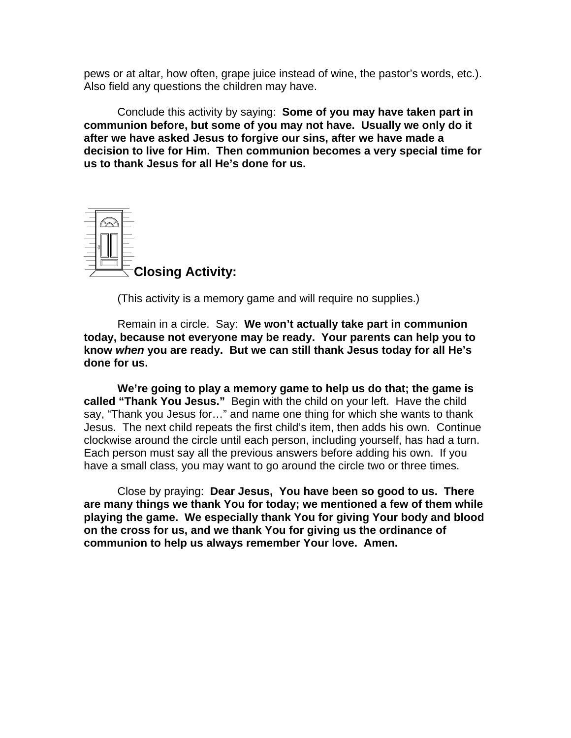pews or at altar, how often, grape juice instead of wine, the pastor's words, etc.). Also field any questions the children may have.

Conclude this activity by saying: **Some of you may have taken part in communion before, but some of you may not have. Usually we only do it after we have asked Jesus to forgive our sins, after we have made a decision to live for Him. Then communion becomes a very special time for us to thank Jesus for all He's done for us.**

## Closing Activity:

(This activity is a memory game and will require no supplies.)

Remain in a circle. Say: **We won't actually take part in communion today, because not everyone may be ready. Your parents can help you to know *when* you are ready. But we can still thank Jesus today for all He's done for us.**

**We're going to play a memory game to help us do that; the game is called "Thank You Jesus."** Begin with the child on your left. Have the child say, "Thank you Jesus for…" and name one thing for which she wants to thank Jesus. The next child repeats the first child's item, then adds his own. Continue clockwise around the circle until each person, including yourself, has had a turn. Each person must say all the previous answers before adding his own. If you have a small class, you may want to go around the circle two or three times.

Close by praying: **Dear Jesus, You have been so good to us. There are many things we thank You for today; we mentioned a few of them while playing the game. We especially thank You for giving Your body and blood on the cross for us, and we thank You for giving us the ordinance of communion to help us always remember Your love. Amen.**